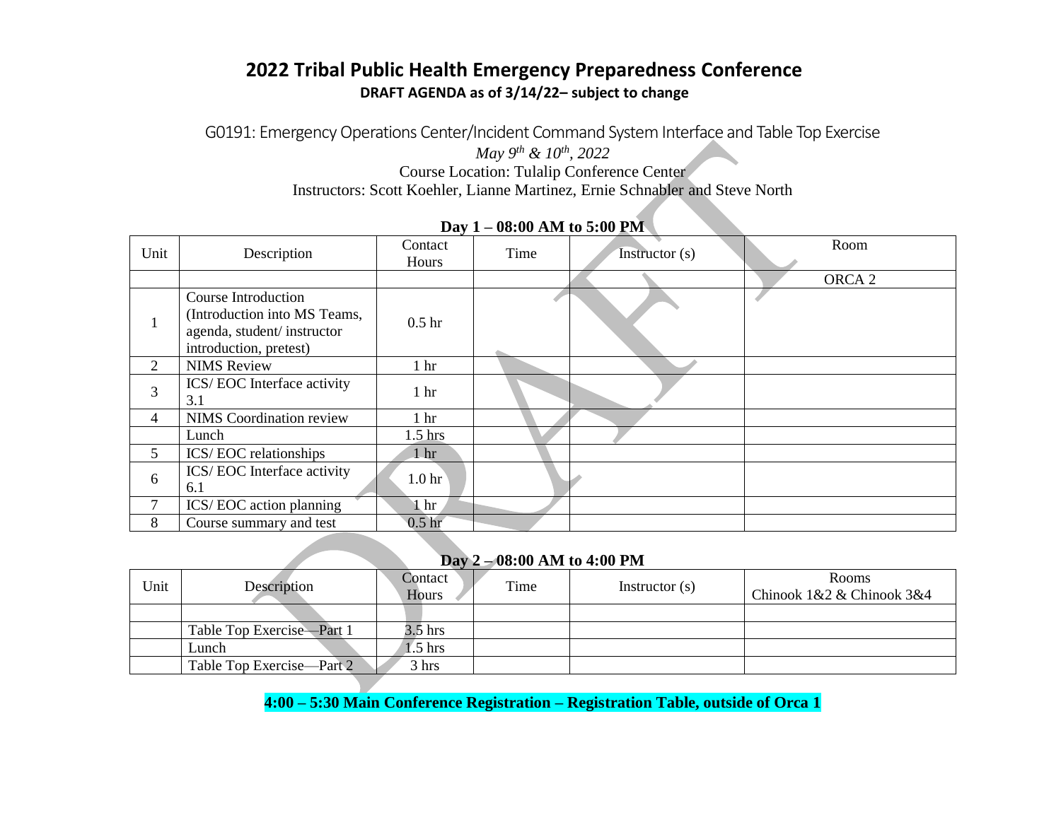# 2022 Tribal Public Health Emergency Preparedness Conference

**DRAFT AGENDA as of 3/14/22– subject to change**

G0191: Emergency Operations Center/Incident Command System Interface and Table Top Exercise

*May 9th & 10th, 2022*

Course Location: Tulalip Conference Center

Instructors: Scott Koehler, Lianne Martinez, Ernie Schnabler and Steve North

**Day 1 – 08:00 AM to 5:00 PM**

| Unit | Description | Contact Hours | Time | Instructor (s) | Room |
|---|---|---|---|---|---|
| | | | | | ORCA 2 |
| 1 | Course Introduction (Introduction into MS Teams, agenda, student/ instructor introduction, pretest) | 0.5 hr | | | |
| 2 | NIMS Review | 1 hr | | | |
| 3 | ICS/ EOC Interface activity 3.1 | 1 hr | | | |
| 4 | NIMS Coordination review | 1 hr | | | |
| | Lunch | 1.5 hrs | | | |
| 5 | ICS/ EOC relationships | 1 hr | | | |
| 6 | ICS/ EOC Interface activity 6.1 | 1.0 hr | | | |
| 7 | ICS/ EOC action planning | 1 hr | | | |
| 8 | Course summary and test | 0.5 hr | | | |

**Day 2 – 08:00 AM to 4:00 PM**

| Unit | Description | Contact Hours | Time | Instructor (s) | Rooms Chinook 1&2 & Chinook 3&4 |
|---|---|---|---|---|---|
| | | | | | |
| | Table Top Exercise—Part 1 | 3.5 hrs | | | |
| | Lunch | 1.5 hrs | | | |
| | Table Top Exercise—Part 2 | 3 hrs | | | |

**4:00 – 5:30 Main Conference Registration – Registration Table, outside of Orca 1**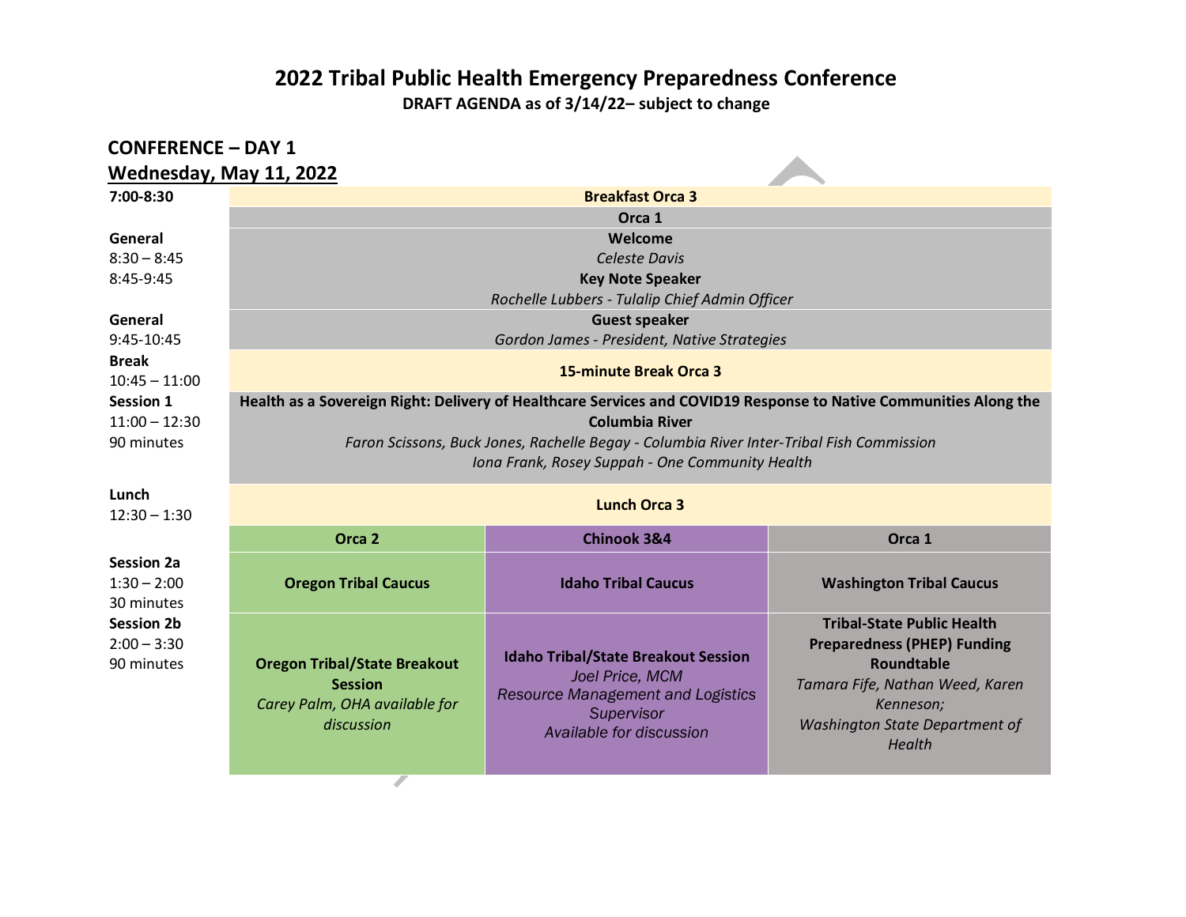# 2022 Tribal Public Health Emergency Preparedness Conference

**DRAFT AGENDA as of 3/14/22– subject to change**

## CONFERENCE – DAY 1

### Wednesday, May 11, 2022

| Time | | | |
|---|---|---|---|
| **7:00-8:30** | **Breakfast Orca 3** | | |
| | **Orca 1** | | |
| **General**<br>8:30 – 8:45<br>8:45-9:45 | **Welcome**<br>*Celeste Davis*<br>**Key Note Speaker**<br>*Rochelle Lubbers - Tulalip Chief Admin Officer* | | |
| **General**<br>9:45-10:45 | **Guest speaker**<br>*Gordon James - President, Native Strategies* | | |
| **Break**<br>10:45 – 11:00 | **15-minute Break Orca 3** | | |
| **Session 1**<br>11:00 – 12:30<br>90 minutes | **Health as a Sovereign Right: Delivery of Healthcare Services and COVID19 Response to Native Communities Along the Columbia River**<br>*Faron Scissons, Buck Jones, Rachelle Begay - Columbia River Inter-Tribal Fish Commission*<br>*Iona Frank, Rosey Suppah - One Community Health* | | |
| **Lunch**<br>12:30 – 1:30 | **Lunch Orca 3** | | |
| | **Orca 2** | **Chinook 3&4** | **Orca 1** |
| **Session 2a**<br>1:30 – 2:00<br>30 minutes | **Oregon Tribal Caucus** | **Idaho Tribal Caucus** | **Washington Tribal Caucus** |
| **Session 2b**<br>2:00 – 3:30<br>90 minutes | **Oregon Tribal/State Breakout Session**<br>*Carey Palm, OHA available for discussion* | **Idaho Tribal/State Breakout Session**<br>*Joel Price, MCM*<br>*Resource Management and Logistics Supervisor*<br>*Available for discussion* | **Tribal-State Public Health Preparedness (PHEP) Funding Roundtable**<br>*Tamara Fife, Nathan Weed, Karen Kenneson;*<br>*Washington State Department of Health* |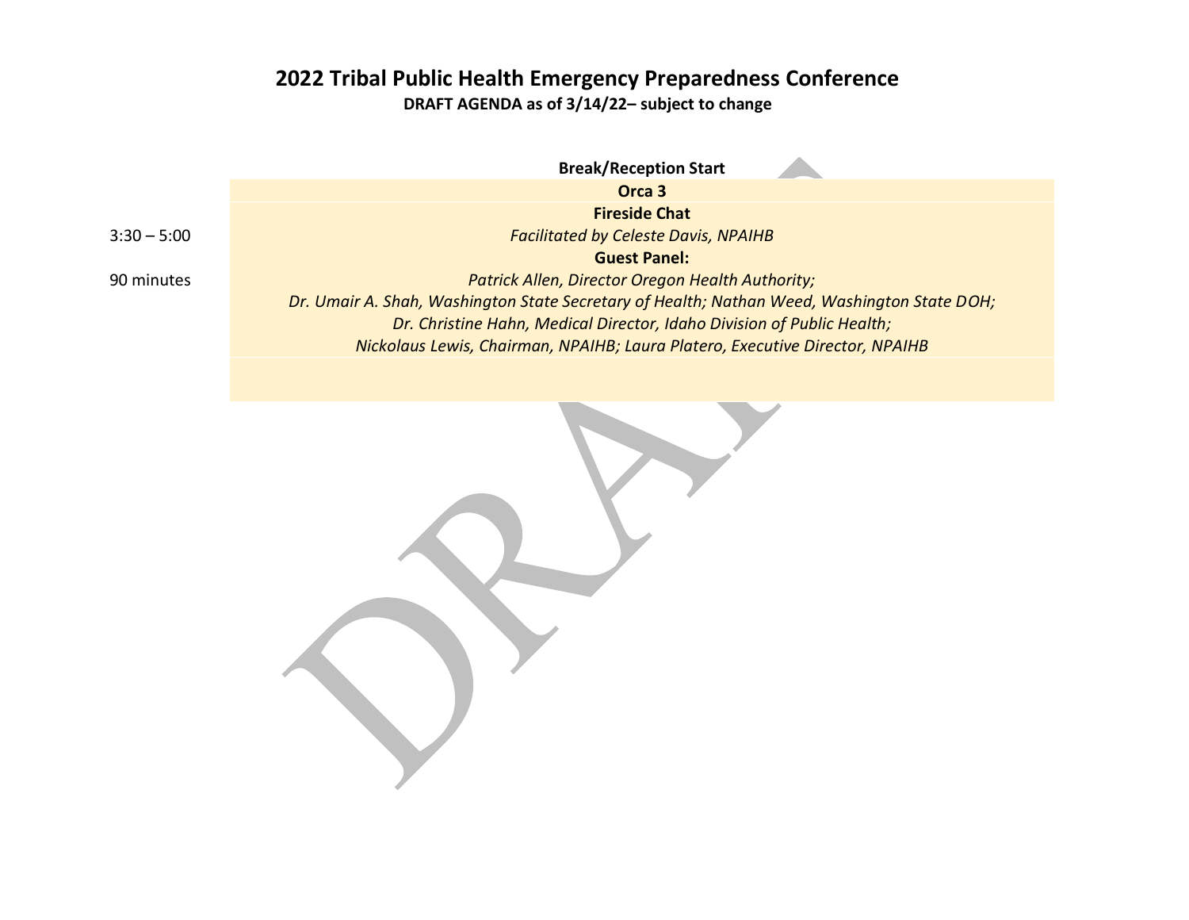# 2022 Tribal Public Health Emergency Preparedness Conference

**DRAFT AGENDA as of 3/14/22– subject to change**

| | |
|---|---|
| | **Break/Reception Start** |
| | **Orca 3** |
| 3:30 – 5:00<br><br>90 minutes | **Fireside Chat**<br>*Facilitated by Celeste Davis, NPAIHB*<br>**Guest Panel:**<br>*Patrick Allen, Director Oregon Health Authority;*<br>*Dr. Umair A. Shah, Washington State Secretary of Health; Nathan Weed, Washington State DOH;*<br>*Dr. Christine Hahn, Medical Director, Idaho Division of Public Health;*<br>*Nickolaus Lewis, Chairman, NPAIHB; Laura Platero, Executive Director, NPAIHB* |
| | |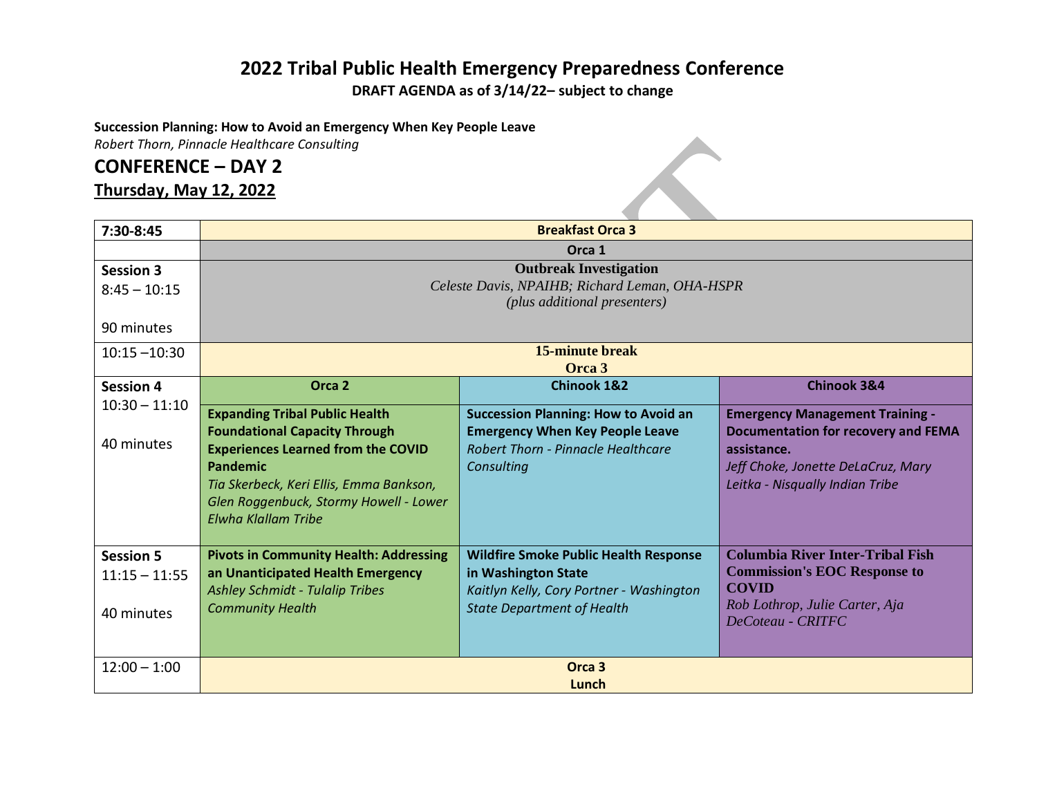# 2022 Tribal Public Health Emergency Preparedness Conference

**DRAFT AGENDA as of 3/14/22– subject to change**

**Succession Planning: How to Avoid an Emergency When Key People Leave**
*Robert Thorn, Pinnacle Healthcare Consulting*

## CONFERENCE – DAY 2

## Thursday, May 12, 2022

| | | | |
|---|---|---|---|
| **7:30-8:45** | **Breakfast Orca 3** | | |
| | **Orca 1** | | |
| **Session 3** 8:45 – 10:15 90 minutes | **Outbreak Investigation** *Celeste Davis, NPAIHB; Richard Leman, OHA-HSPR (plus additional presenters)* | | |
| 10:15 –10:30 | **15-minute break Orca 3** | | |
| **Session 4** 10:30 – 11:10 40 minutes | **Orca 2** | **Chinook 1&2** | **Chinook 3&4** |
| | **Expanding Tribal Public Health Foundational Capacity Through Experiences Learned from the COVID Pandemic** *Tia Skerbeck, Keri Ellis, Emma Bankson, Glen Roggenbuck, Stormy Howell - Lower Elwha Klallam Tribe* | **Succession Planning: How to Avoid an Emergency When Key People Leave** *Robert Thorn - Pinnacle Healthcare Consulting* | **Emergency Management Training - Documentation for recovery and FEMA assistance.** *Jeff Choke, Jonette DeLaCruz, Mary Leitka - Nisqually Indian Tribe* |
| **Session 5** 11:15 – 11:55 40 minutes | **Pivots in Community Health: Addressing an Unanticipated Health Emergency** *Ashley Schmidt - Tulalip Tribes Community Health* | **Wildfire Smoke Public Health Response in Washington State** *Kaitlyn Kelly, Cory Portner - Washington State Department of Health* | **Columbia River Inter-Tribal Fish Commission's EOC Response to COVID** *Rob Lothrop, Julie Carter, Aja DeCoteau - CRITFC* |
| 12:00 – 1:00 | **Orca 3 Lunch** | | |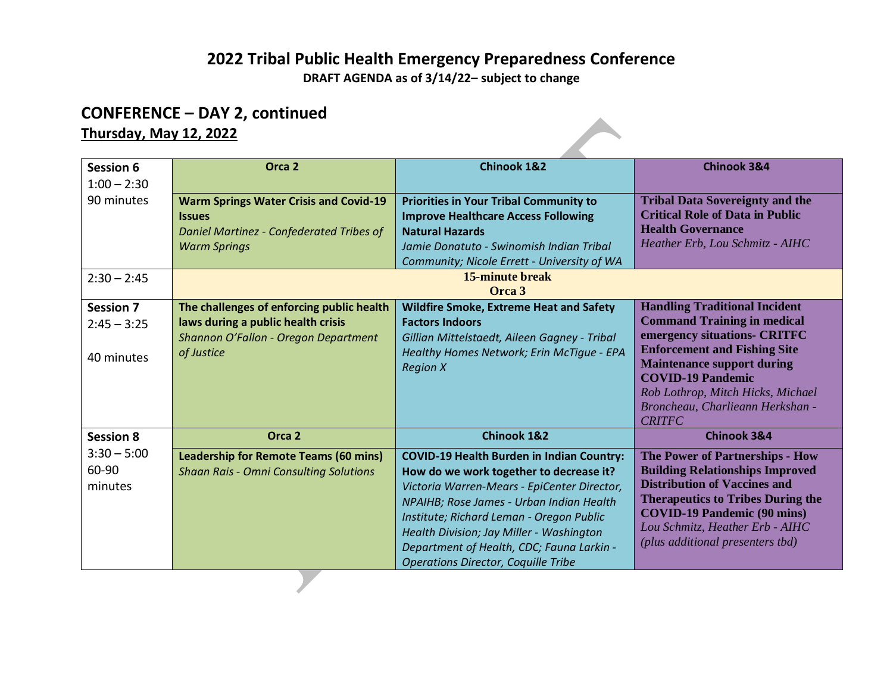# 2022 Tribal Public Health Emergency Preparedness Conference

**DRAFT AGENDA as of 3/14/22– subject to change**

## CONFERENCE – DAY 2, continued

**Thursday, May 12, 2022**

| | | | |
|---|---|---|---|
| **Session 6**<br>1:00 – 2:30<br>90 minutes | **Orca 2** | **Chinook 1&2** | **Chinook 3&4** |
| | **Warm Springs Water Crisis and Covid-19 Issues**<br>*Daniel Martinez - Confederated Tribes of Warm Springs* | **Priorities in Your Tribal Community to Improve Healthcare Access Following Natural Hazards**<br>*Jamie Donatuto - Swinomish Indian Tribal Community; Nicole Errett - University of WA* | **Tribal Data Sovereignty and the Critical Role of Data in Public Health Governance**<br>*Heather Erb, Lou Schmitz - AIHC* |
| 2:30 – 2:45 | **15-minute break**<br>**Orca 3** | | |
| **Session 7**<br>2:45 – 3:25<br>40 minutes | **The challenges of enforcing public health laws during a public health crisis**<br>*Shannon O'Fallon - Oregon Department of Justice* | **Wildfire Smoke, Extreme Heat and Safety Factors Indoors**<br>*Gillian Mittelstaedt, Aileen Gagney - Tribal Healthy Homes Network; Erin McTigue - EPA Region X* | **Handling Traditional Incident Command Training in medical emergency situations- CRITFC Enforcement and Fishing Site Maintenance support during COVID-19 Pandemic**<br>*Rob Lothrop, Mitch Hicks, Michael Broncheau, Charlieann Herkshan - CRITFC* |
| **Session 8**<br>3:30 – 5:00<br>60-90 minutes | **Orca 2** | **Chinook 1&2** | **Chinook 3&4** |
| | **Leadership for Remote Teams (60 mins)**<br>*Shaan Rais - Omni Consulting Solutions* | **COVID-19 Health Burden in Indian Country: How do we work together to decrease it?**<br>*Victoria Warren-Mears - EpiCenter Director, NPAIHB; Rose James - Urban Indian Health Institute; Richard Leman - Oregon Public Health Division; Jay Miller - Washington Department of Health, CDC; Fauna Larkin - Operations Director, Coquille Tribe* | **The Power of Partnerships - How Building Relationships Improved Distribution of Vaccines and Therapeutics to Tribes During the COVID-19 Pandemic (90 mins)**<br>*Lou Schmitz, Heather Erb - AIHC (plus additional presenters tbd)* |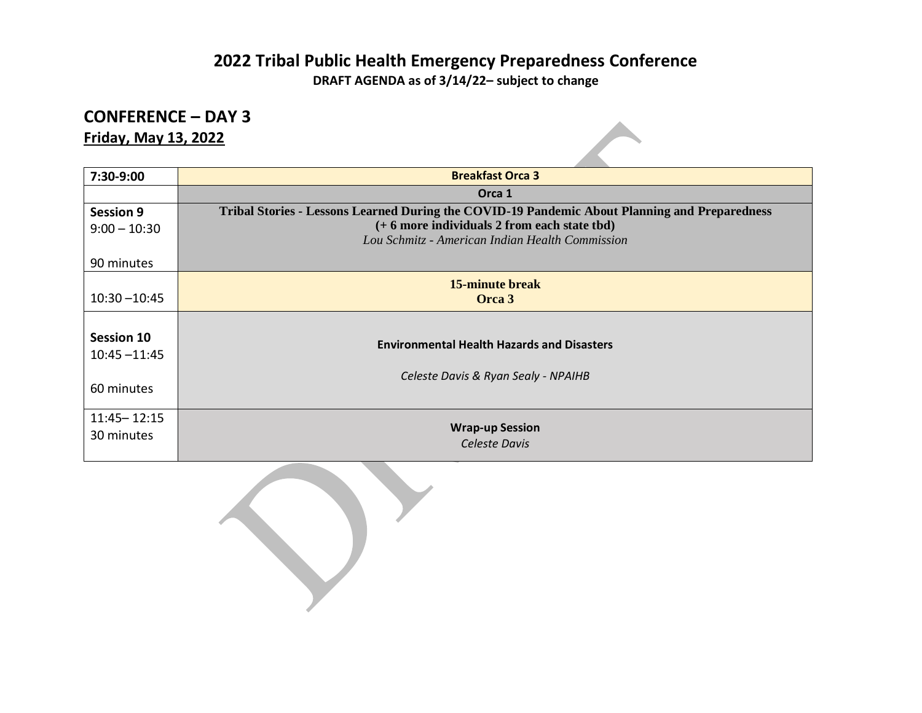# 2022 Tribal Public Health Emergency Preparedness Conference

**DRAFT AGENDA as of 3/14/22– subject to change**

## CONFERENCE – DAY 3

**Friday, May 13, 2022**

| 7:30-9:00 | **Breakfast Orca 3** |
|---|---|
| | **Orca 1** |
| **Session 9**<br>9:00 – 10:30<br><br>90 minutes | **Tribal Stories - Lessons Learned During the COVID-19 Pandemic About Planning and Preparedness**<br>**(+ 6 more individuals 2 from each state tbd)**<br>*Lou Schmitz - American Indian Health Commission* |
| 10:30 –10:45 | **15-minute break**<br>**Orca 3** |
| **Session 10**<br>10:45 –11:45<br><br>60 minutes | **Environmental Health Hazards and Disasters**<br><br>*Celeste Davis & Ryan Sealy - NPAIHB* |
| 11:45– 12:15<br>30 minutes | **Wrap-up Session**<br>*Celeste Davis* |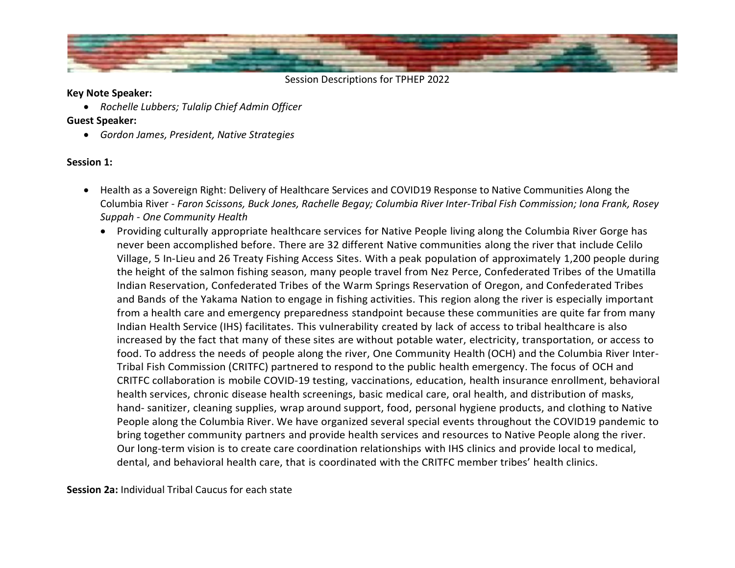Session Descriptions for TPHEP 2022

**Key Note Speaker:**

- *Rochelle Lubbers; Tulalip Chief Admin Officer*

**Guest Speaker:**

- *Gordon James, President, Native Strategies*

**Session 1:**

- Health as a Sovereign Right: Delivery of Healthcare Services and COVID19 Response to Native Communities Along the Columbia River - *Faron Scissons, Buck Jones, Rachelle Begay; Columbia River Inter-Tribal Fish Commission; Iona Frank, Rosey Suppah - One Community Health*
  - Providing culturally appropriate healthcare services for Native People living along the Columbia River Gorge has never been accomplished before. There are 32 different Native communities along the river that include Celilo Village, 5 In-Lieu and 26 Treaty Fishing Access Sites. With a peak population of approximately 1,200 people during the height of the salmon fishing season, many people travel from Nez Perce, Confederated Tribes of the Umatilla Indian Reservation, Confederated Tribes of the Warm Springs Reservation of Oregon, and Confederated Tribes and Bands of the Yakama Nation to engage in fishing activities. This region along the river is especially important from a health care and emergency preparedness standpoint because these communities are quite far from many Indian Health Service (IHS) facilitates. This vulnerability created by lack of access to tribal healthcare is also increased by the fact that many of these sites are without potable water, electricity, transportation, or access to food. To address the needs of people along the river, One Community Health (OCH) and the Columbia River Inter-Tribal Fish Commission (CRITFC) partnered to respond to the public health emergency. The focus of OCH and CRITFC collaboration is mobile COVID-19 testing, vaccinations, education, health insurance enrollment, behavioral health services, chronic disease health screenings, basic medical care, oral health, and distribution of masks, hand- sanitizer, cleaning supplies, wrap around support, food, personal hygiene products, and clothing to Native People along the Columbia River. We have organized several special events throughout the COVID19 pandemic to bring together community partners and provide health services and resources to Native People along the river. Our long-term vision is to create care coordination relationships with IHS clinics and provide local to medical, dental, and behavioral health care, that is coordinated with the CRITFC member tribes' health clinics.

**Session 2a:** Individual Tribal Caucus for each state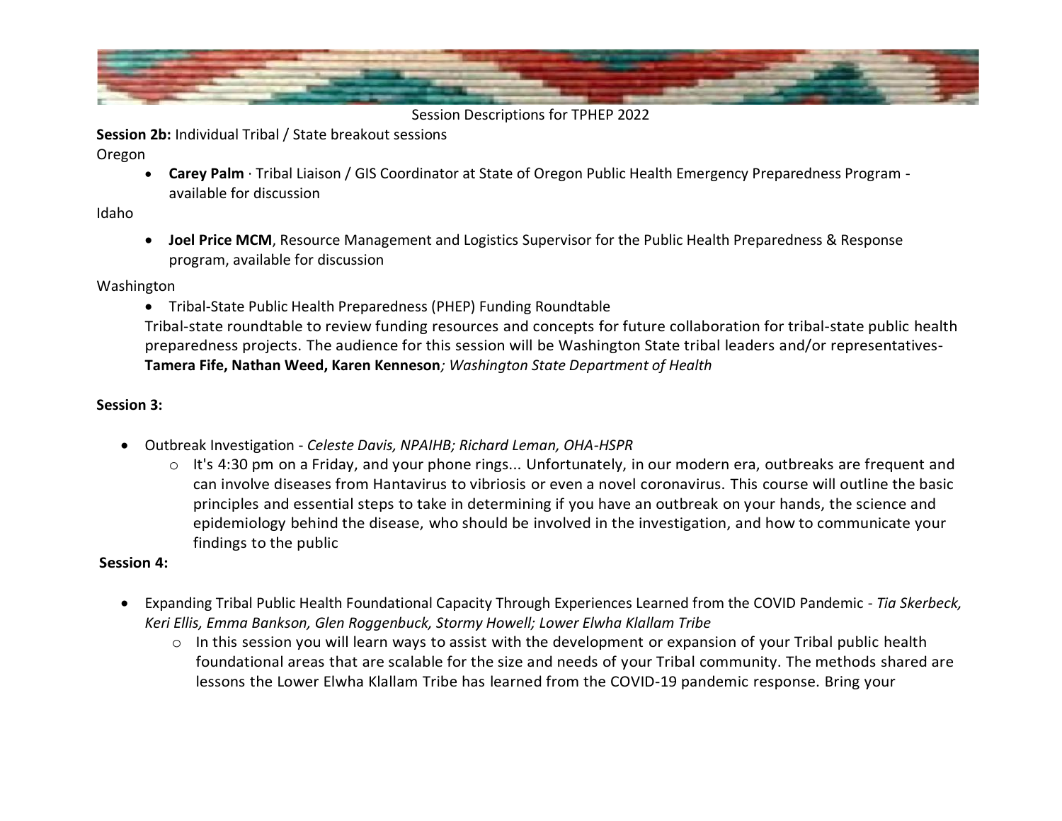Session Descriptions for TPHEP 2022

**Session 2b:** Individual Tribal / State breakout sessions

Oregon

- **Carey Palm** · Tribal Liaison / GIS Coordinator at State of Oregon Public Health Emergency Preparedness Program - available for discussion

Idaho

- **Joel Price MCM**, Resource Management and Logistics Supervisor for the Public Health Preparedness & Response program, available for discussion

Washington

- Tribal-State Public Health Preparedness (PHEP) Funding Roundtable

Tribal-state roundtable to review funding resources and concepts for future collaboration for tribal-state public health preparedness projects. The audience for this session will be Washington State tribal leaders and/or representatives- **Tamera Fife, Nathan Weed, Karen Kenneson**; *Washington State Department of Health*

**Session 3:**

- Outbreak Investigation - *Celeste Davis, NPAIHB; Richard Leman, OHA-HSPR*
  - It's 4:30 pm on a Friday, and your phone rings... Unfortunately, in our modern era, outbreaks are frequent and can involve diseases from Hantavirus to vibriosis or even a novel coronavirus. This course will outline the basic principles and essential steps to take in determining if you have an outbreak on your hands, the science and epidemiology behind the disease, who should be involved in the investigation, and how to communicate your findings to the public

**Session 4:**

- Expanding Tribal Public Health Foundational Capacity Through Experiences Learned from the COVID Pandemic - *Tia Skerbeck, Keri Ellis, Emma Bankson, Glen Roggenbuck, Stormy Howell; Lower Elwha Klallam Tribe*
  - In this session you will learn ways to assist with the development or expansion of your Tribal public health foundational areas that are scalable for the size and needs of your Tribal community. The methods shared are lessons the Lower Elwha Klallam Tribe has learned from the COVID-19 pandemic response. Bring your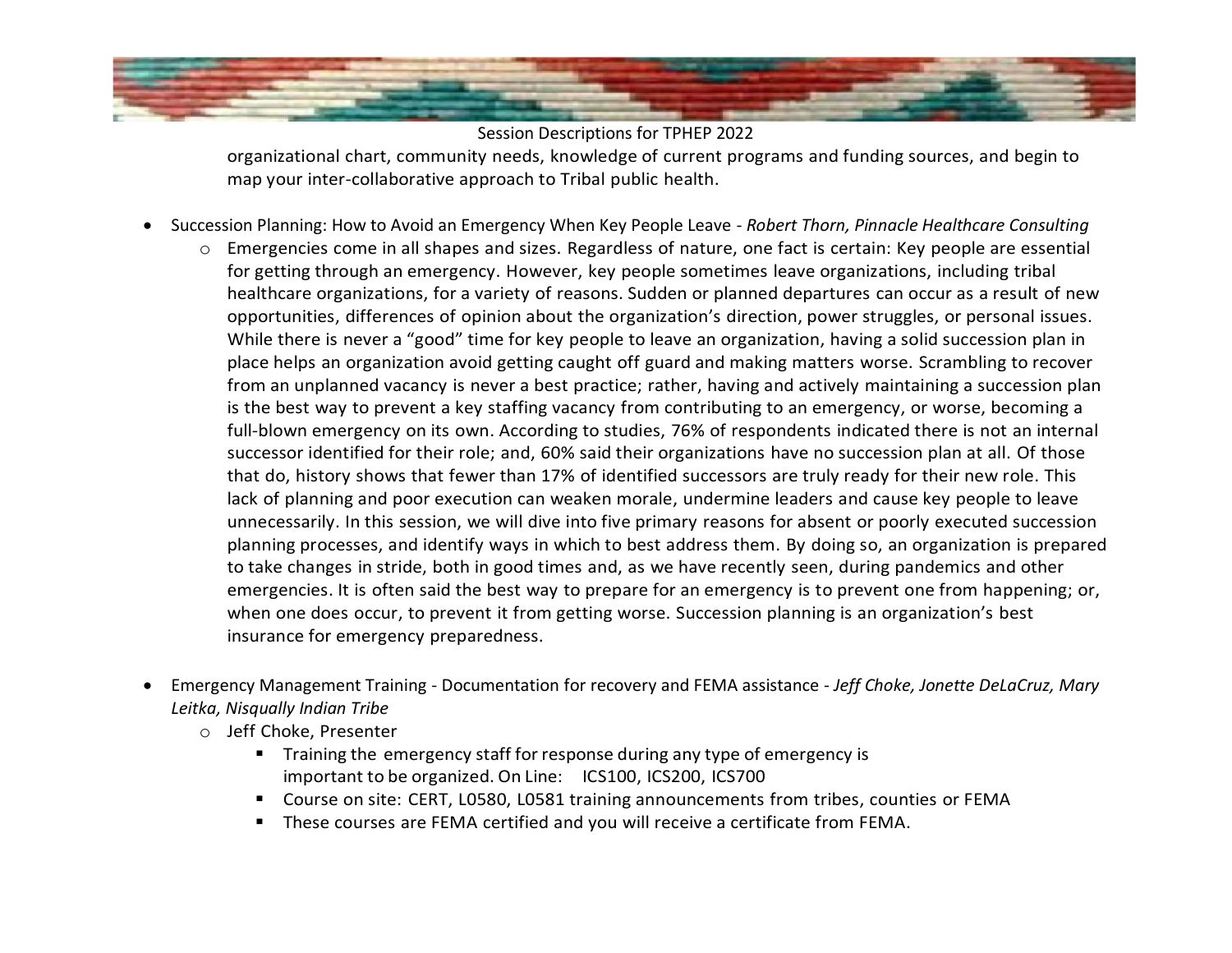organizational chart, community needs, knowledge of current programs and funding sources, and begin to map your inter-collaborative approach to Tribal public health.

- Succession Planning: How to Avoid an Emergency When Key People Leave - *Robert Thorn, Pinnacle Healthcare Consulting*
  - Emergencies come in all shapes and sizes. Regardless of nature, one fact is certain: Key people are essential for getting through an emergency. However, key people sometimes leave organizations, including tribal healthcare organizations, for a variety of reasons. Sudden or planned departures can occur as a result of new opportunities, differences of opinion about the organization's direction, power struggles, or personal issues. While there is never a "good" time for key people to leave an organization, having a solid succession plan in place helps an organization avoid getting caught off guard and making matters worse. Scrambling to recover from an unplanned vacancy is never a best practice; rather, having and actively maintaining a succession plan is the best way to prevent a key staffing vacancy from contributing to an emergency, or worse, becoming a full-blown emergency on its own. According to studies, 76% of respondents indicated there is not an internal successor identified for their role; and, 60% said their organizations have no succession plan at all. Of those that do, history shows that fewer than 17% of identified successors are truly ready for their new role. This lack of planning and poor execution can weaken morale, undermine leaders and cause key people to leave unnecessarily. In this session, we will dive into five primary reasons for absent or poorly executed succession planning processes, and identify ways in which to best address them. By doing so, an organization is prepared to take changes in stride, both in good times and, as we have recently seen, during pandemics and other emergencies. It is often said the best way to prepare for an emergency is to prevent one from happening; or, when one does occur, to prevent it from getting worse. Succession planning is an organization's best insurance for emergency preparedness.

- Emergency Management Training - Documentation for recovery and FEMA assistance - *Jeff Choke, Jonette DeLaCruz, Mary Leitka, Nisqually Indian Tribe*
  - Jeff Choke, Presenter
    - Training the emergency staff for response during any type of emergency is important to be organized. On Line: ICS100, ICS200, ICS700
    - Course on site: CERT, L0580, L0581 training announcements from tribes, counties or FEMA
    - These courses are FEMA certified and you will receive a certificate from FEMA.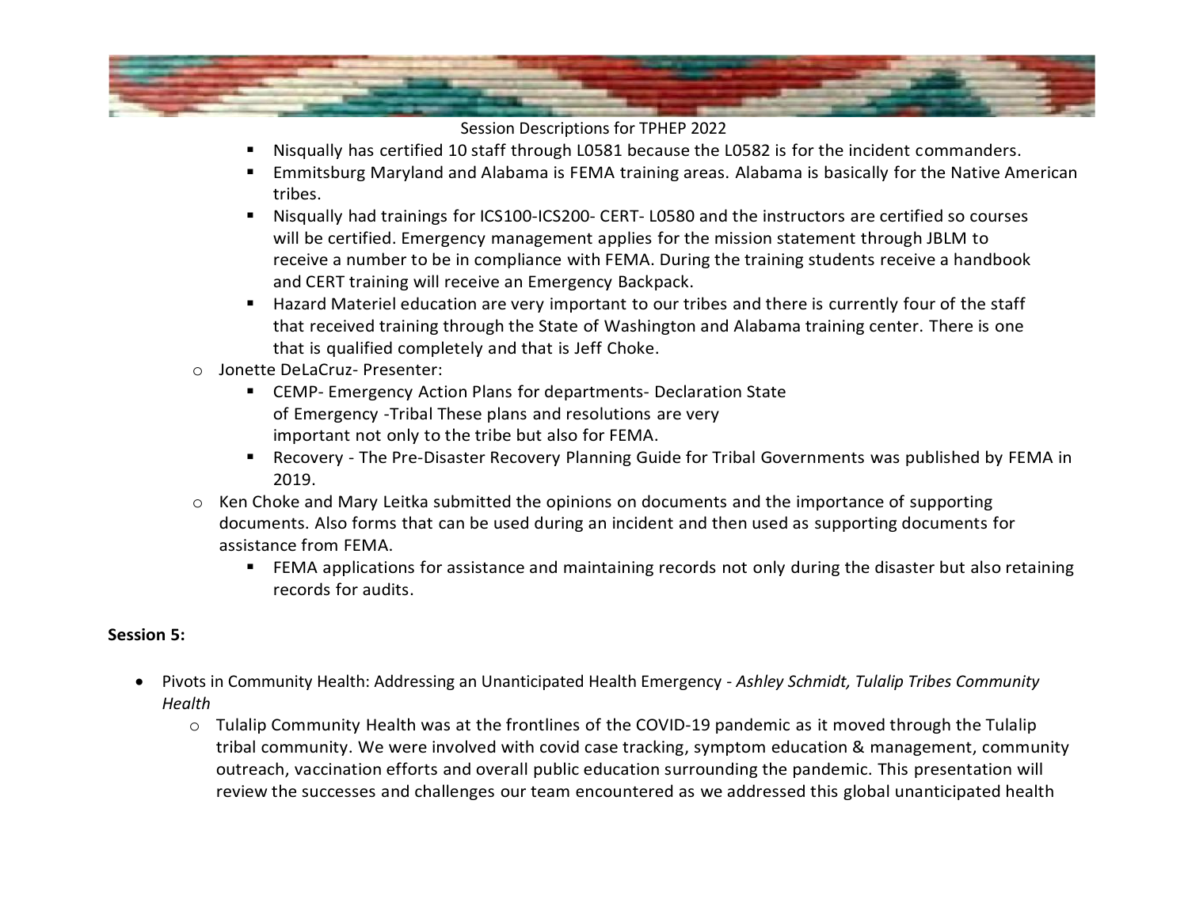- Nisqually has certified 10 staff through L0581 because the L0582 is for the incident commanders.
- Emmitsburg Maryland and Alabama is FEMA training areas. Alabama is basically for the Native American tribes.
- Nisqually had trainings for ICS100-ICS200- CERT- L0580 and the instructors are certified so courses will be certified. Emergency management applies for the mission statement through JBLM to receive a number to be in compliance with FEMA. During the training students receive a handbook and CERT training will receive an Emergency Backpack.
- Hazard Materiel education are very important to our tribes and there is currently four of the staff that received training through the State of Washington and Alabama training center. There is one that is qualified completely and that is Jeff Choke.

  - Jonette DeLaCruz- Presenter:
    - CEMP- Emergency Action Plans for departments- Declaration State of Emergency -Tribal These plans and resolutions are very important not only to the tribe but also for FEMA.
    - Recovery - The Pre-Disaster Recovery Planning Guide for Tribal Governments was published by FEMA in 2019.
  - Ken Choke and Mary Leitka submitted the opinions on documents and the importance of supporting documents. Also forms that can be used during an incident and then used as supporting documents for assistance from FEMA.
    - FEMA applications for assistance and maintaining records not only during the disaster but also retaining records for audits.

**Session 5:**

- Pivots in Community Health: Addressing an Unanticipated Health Emergency - *Ashley Schmidt, Tulalip Tribes Community Health*
  - Tulalip Community Health was at the frontlines of the COVID-19 pandemic as it moved through the Tulalip tribal community. We were involved with covid case tracking, symptom education & management, community outreach, vaccination efforts and overall public education surrounding the pandemic. This presentation will review the successes and challenges our team encountered as we addressed this global unanticipated health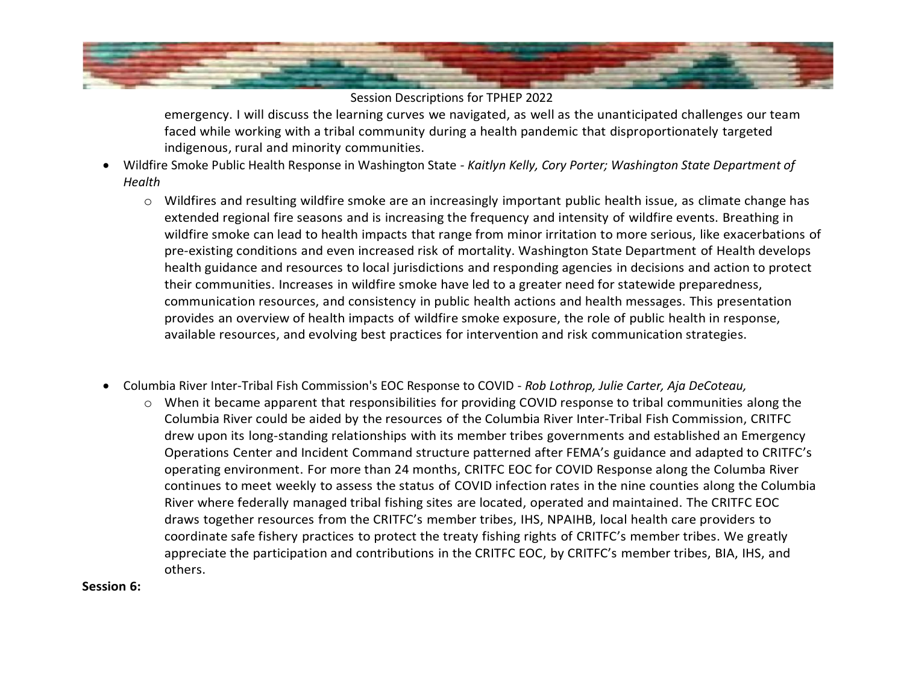emergency. I will discuss the learning curves we navigated, as well as the unanticipated challenges our team faced while working with a tribal community during a health pandemic that disproportionately targeted indigenous, rural and minority communities.

- Wildfire Smoke Public Health Response in Washington State - *Kaitlyn Kelly, Cory Porter; Washington State Department of Health*
  - Wildfires and resulting wildfire smoke are an increasingly important public health issue, as climate change has extended regional fire seasons and is increasing the frequency and intensity of wildfire events. Breathing in wildfire smoke can lead to health impacts that range from minor irritation to more serious, like exacerbations of pre-existing conditions and even increased risk of mortality. Washington State Department of Health develops health guidance and resources to local jurisdictions and responding agencies in decisions and action to protect their communities. Increases in wildfire smoke have led to a greater need for statewide preparedness, communication resources, and consistency in public health actions and health messages. This presentation provides an overview of health impacts of wildfire smoke exposure, the role of public health in response, available resources, and evolving best practices for intervention and risk communication strategies.

- Columbia River Inter-Tribal Fish Commission's EOC Response to COVID - *Rob Lothrop, Julie Carter, Aja DeCoteau,*
  - When it became apparent that responsibilities for providing COVID response to tribal communities along the Columbia River could be aided by the resources of the Columbia River Inter-Tribal Fish Commission, CRITFC drew upon its long-standing relationships with its member tribes governments and established an Emergency Operations Center and Incident Command structure patterned after FEMA's guidance and adapted to CRITFC's operating environment. For more than 24 months, CRITFC EOC for COVID Response along the Columba River continues to meet weekly to assess the status of COVID infection rates in the nine counties along the Columbia River where federally managed tribal fishing sites are located, operated and maintained. The CRITFC EOC draws together resources from the CRITFC's member tribes, IHS, NPAIHB, local health care providers to coordinate safe fishery practices to protect the treaty fishing rights of CRITFC's member tribes. We greatly appreciate the participation and contributions in the CRITFC EOC, by CRITFC's member tribes, BIA, IHS, and others.

**Session 6:**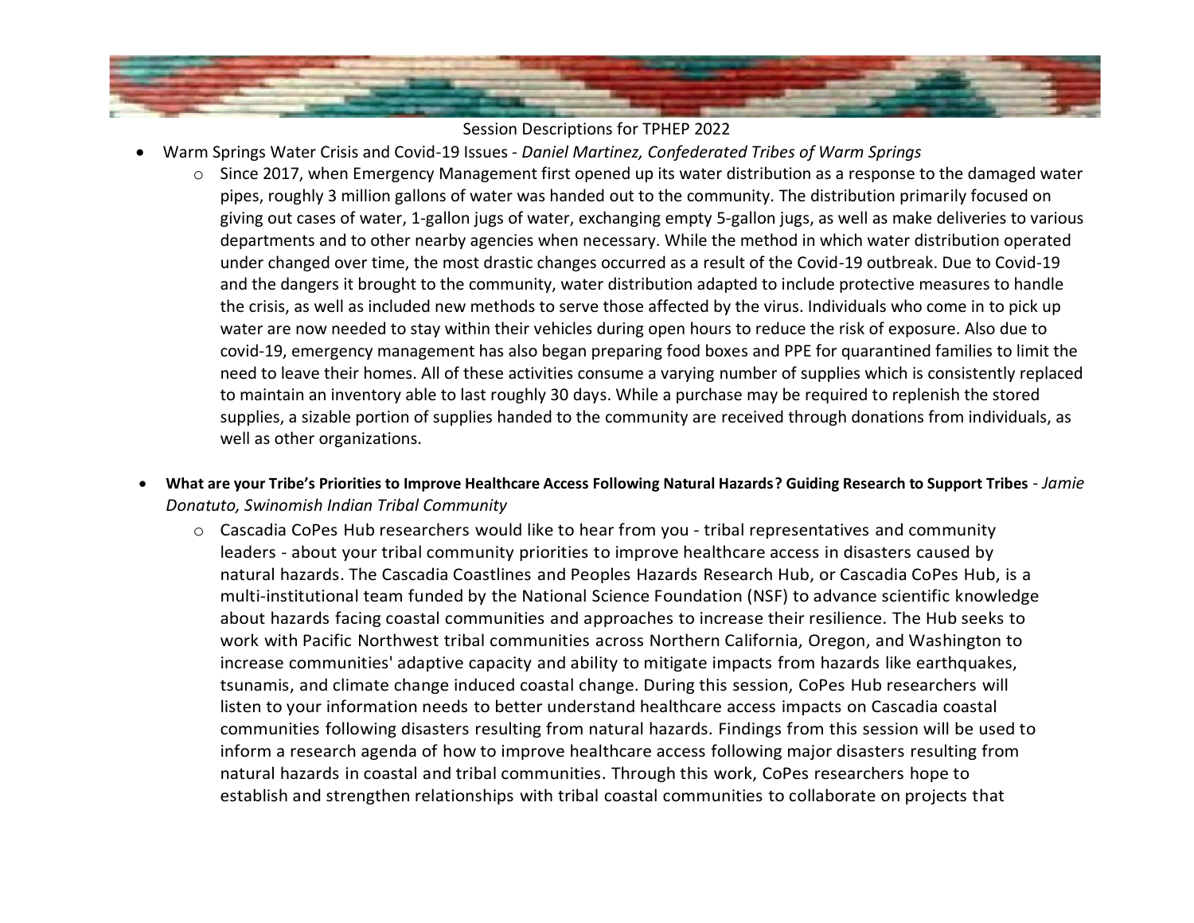Session Descriptions for TPHEP 2022

- Warm Springs Water Crisis and Covid-19 Issues - *Daniel Martinez, Confederated Tribes of Warm Springs*
  - Since 2017, when Emergency Management first opened up its water distribution as a response to the damaged water pipes, roughly 3 million gallons of water was handed out to the community. The distribution primarily focused on giving out cases of water, 1-gallon jugs of water, exchanging empty 5-gallon jugs, as well as make deliveries to various departments and to other nearby agencies when necessary. While the method in which water distribution operated under changed over time, the most drastic changes occurred as a result of the Covid-19 outbreak. Due to Covid-19 and the dangers it brought to the community, water distribution adapted to include protective measures to handle the crisis, as well as included new methods to serve those affected by the virus. Individuals who come in to pick up water are now needed to stay within their vehicles during open hours to reduce the risk of exposure. Also due to covid-19, emergency management has also began preparing food boxes and PPE for quarantined families to limit the need to leave their homes. All of these activities consume a varying number of supplies which is consistently replaced to maintain an inventory able to last roughly 30 days. While a purchase may be required to replenish the stored supplies, a sizable portion of supplies handed to the community are received through donations from individuals, as well as other organizations.

- **What are your Tribe's Priorities to Improve Healthcare Access Following Natural Hazards? Guiding Research to Support Tribes** - *Jamie Donatuto, Swinomish Indian Tribal Community*
  - Cascadia CoPes Hub researchers would like to hear from you - tribal representatives and community leaders - about your tribal community priorities to improve healthcare access in disasters caused by natural hazards. The Cascadia Coastlines and Peoples Hazards Research Hub, or Cascadia CoPes Hub, is a multi-institutional team funded by the National Science Foundation (NSF) to advance scientific knowledge about hazards facing coastal communities and approaches to increase their resilience. The Hub seeks to work with Pacific Northwest tribal communities across Northern California, Oregon, and Washington to increase communities' adaptive capacity and ability to mitigate impacts from hazards like earthquakes, tsunamis, and climate change induced coastal change. During this session, CoPes Hub researchers will listen to your information needs to better understand healthcare access impacts on Cascadia coastal communities following disasters resulting from natural hazards. Findings from this session will be used to inform a research agenda of how to improve healthcare access following major disasters resulting from natural hazards in coastal and tribal communities. Through this work, CoPes researchers hope to establish and strengthen relationships with tribal coastal communities to collaborate on projects that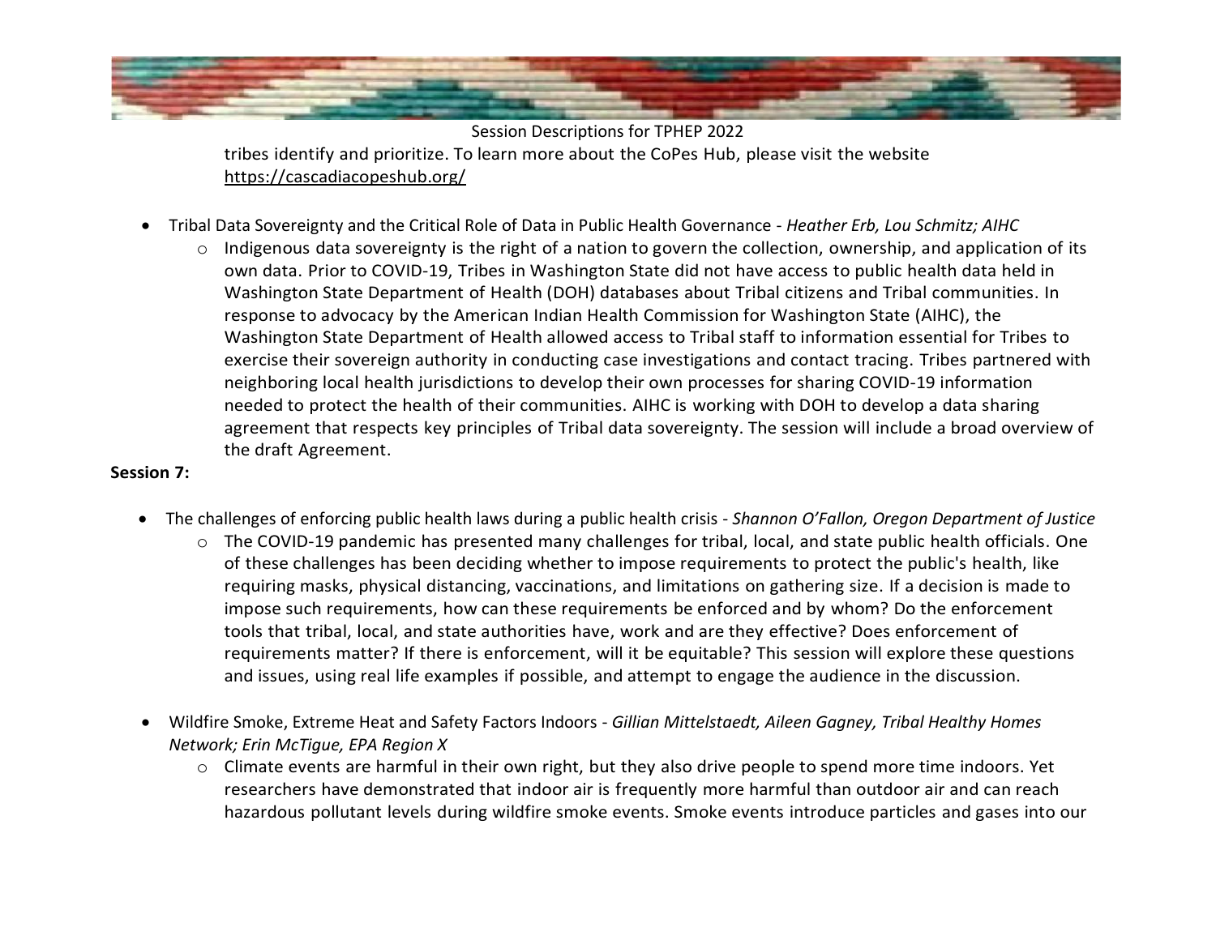tribes identify and prioritize. To learn more about the CoPes Hub, please visit the website https://cascadiacopeshub.org/

- Tribal Data Sovereignty and the Critical Role of Data in Public Health Governance - *Heather Erb, Lou Schmitz; AIHC*
    - Indigenous data sovereignty is the right of a nation to govern the collection, ownership, and application of its own data. Prior to COVID-19, Tribes in Washington State did not have access to public health data held in Washington State Department of Health (DOH) databases about Tribal citizens and Tribal communities. In response to advocacy by the American Indian Health Commission for Washington State (AIHC), the Washington State Department of Health allowed access to Tribal staff to information essential for Tribes to exercise their sovereign authority in conducting case investigations and contact tracing. Tribes partnered with neighboring local health jurisdictions to develop their own processes for sharing COVID-19 information needed to protect the health of their communities. AIHC is working with DOH to develop a data sharing agreement that respects key principles of Tribal data sovereignty. The session will include a broad overview of the draft Agreement.

**Session 7:**

- The challenges of enforcing public health laws during a public health crisis - *Shannon O'Fallon, Oregon Department of Justice*
    - The COVID-19 pandemic has presented many challenges for tribal, local, and state public health officials. One of these challenges has been deciding whether to impose requirements to protect the public's health, like requiring masks, physical distancing, vaccinations, and limitations on gathering size. If a decision is made to impose such requirements, how can these requirements be enforced and by whom? Do the enforcement tools that tribal, local, and state authorities have, work and are they effective? Does enforcement of requirements matter? If there is enforcement, will it be equitable? This session will explore these questions and issues, using real life examples if possible, and attempt to engage the audience in the discussion.

- Wildfire Smoke, Extreme Heat and Safety Factors Indoors - *Gillian Mittelstaedt, Aileen Gagney, Tribal Healthy Homes Network; Erin McTigue, EPA Region X*
    - Climate events are harmful in their own right, but they also drive people to spend more time indoors. Yet researchers have demonstrated that indoor air is frequently more harmful than outdoor air and can reach hazardous pollutant levels during wildfire smoke events. Smoke events introduce particles and gases into our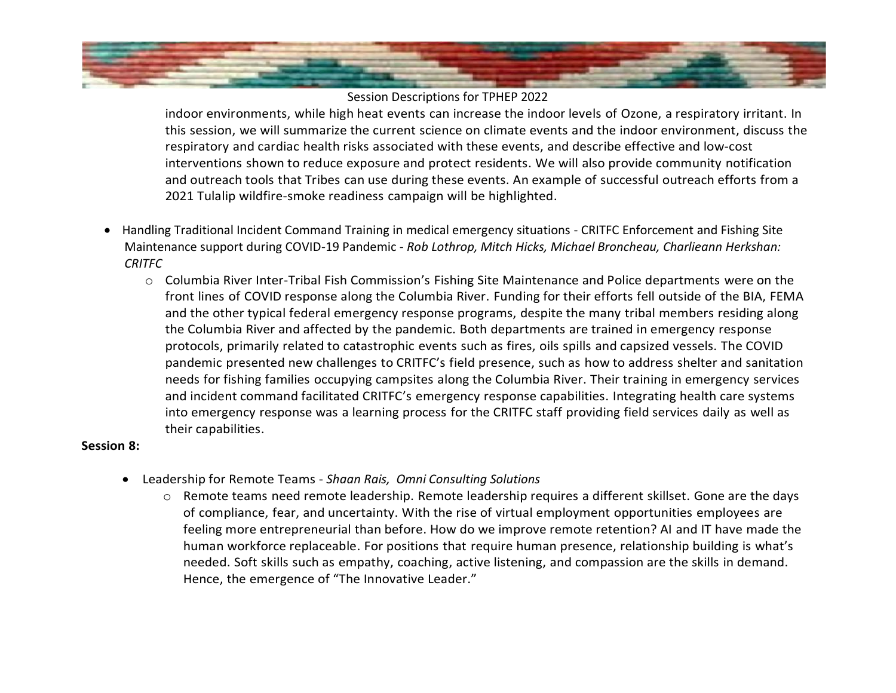indoor environments, while high heat events can increase the indoor levels of Ozone, a respiratory irritant. In this session, we will summarize the current science on climate events and the indoor environment, discuss the respiratory and cardiac health risks associated with these events, and describe effective and low-cost interventions shown to reduce exposure and protect residents. We will also provide community notification and outreach tools that Tribes can use during these events. An example of successful outreach efforts from a 2021 Tulalip wildfire-smoke readiness campaign will be highlighted.

- Handling Traditional Incident Command Training in medical emergency situations - CRITFC Enforcement and Fishing Site Maintenance support during COVID-19 Pandemic - *Rob Lothrop, Mitch Hicks, Michael Broncheau, Charlieann Herkshan: CRITFC*
    - Columbia River Inter-Tribal Fish Commission's Fishing Site Maintenance and Police departments were on the front lines of COVID response along the Columbia River. Funding for their efforts fell outside of the BIA, FEMA and the other typical federal emergency response programs, despite the many tribal members residing along the Columbia River and affected by the pandemic. Both departments are trained in emergency response protocols, primarily related to catastrophic events such as fires, oils spills and capsized vessels. The COVID pandemic presented new challenges to CRITFC's field presence, such as how to address shelter and sanitation needs for fishing families occupying campsites along the Columbia River. Their training in emergency services and incident command facilitated CRITFC's emergency response capabilities. Integrating health care systems into emergency response was a learning process for the CRITFC staff providing field services daily as well as their capabilities.

**Session 8:**

- Leadership for Remote Teams - *Shaan Rais, Omni Consulting Solutions*
    - Remote teams need remote leadership. Remote leadership requires a different skillset. Gone are the days of compliance, fear, and uncertainty. With the rise of virtual employment opportunities employees are feeling more entrepreneurial than before. How do we improve remote retention? AI and IT have made the human workforce replaceable. For positions that require human presence, relationship building is what's needed. Soft skills such as empathy, coaching, active listening, and compassion are the skills in demand. Hence, the emergence of "The Innovative Leader."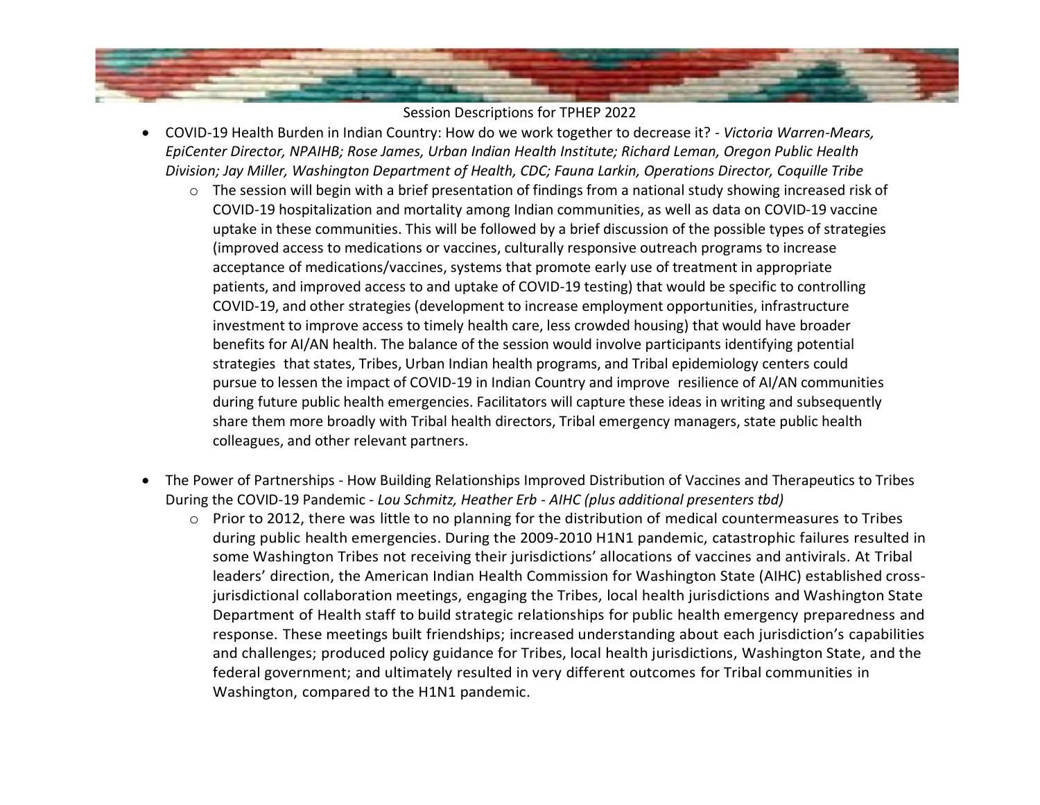Session Descriptions for TPHEP 2022

- COVID-19 Health Burden in Indian Country: How do we work together to decrease it? - *Victoria Warren-Mears, EpiCenter Director, NPAIHB; Rose James, Urban Indian Health Institute; Richard Leman, Oregon Public Health Division; Jay Miller, Washington Department of Health, CDC; Fauna Larkin, Operations Director, Coquille Tribe*
    - The session will begin with a brief presentation of findings from a national study showing increased risk of COVID-19 hospitalization and mortality among Indian communities, as well as data on COVID-19 vaccine uptake in these communities. This will be followed by a brief discussion of the possible types of strategies (improved access to medications or vaccines, culturally responsive outreach programs to increase acceptance of medications/vaccines, systems that promote early use of treatment in appropriate patients, and improved access to and uptake of COVID-19 testing) that would be specific to controlling COVID-19, and other strategies (development to increase employment opportunities, infrastructure investment to improve access to timely health care, less crowded housing) that would have broader benefits for AI/AN health. The balance of the session would involve participants identifying potential strategies that states, Tribes, Urban Indian health programs, and Tribal epidemiology centers could pursue to lessen the impact of COVID-19 in Indian Country and improve resilience of AI/AN communities during future public health emergencies. Facilitators will capture these ideas in writing and subsequently share them more broadly with Tribal health directors, Tribal emergency managers, state public health colleagues, and other relevant partners.

- The Power of Partnerships - How Building Relationships Improved Distribution of Vaccines and Therapeutics to Tribes During the COVID-19 Pandemic - *Lou Schmitz, Heather Erb - AIHC (plus additional presenters tbd)*
    - Prior to 2012, there was little to no planning for the distribution of medical countermeasures to Tribes during public health emergencies. During the 2009-2010 H1N1 pandemic, catastrophic failures resulted in some Washington Tribes not receiving their jurisdictions' allocations of vaccines and antivirals. At Tribal leaders' direction, the American Indian Health Commission for Washington State (AIHC) established cross-jurisdictional collaboration meetings, engaging the Tribes, local health jurisdictions and Washington State Department of Health staff to build strategic relationships for public health emergency preparedness and response. These meetings built friendships; increased understanding about each jurisdiction's capabilities and challenges; produced policy guidance for Tribes, local health jurisdictions, Washington State, and the federal government; and ultimately resulted in very different outcomes for Tribal communities in Washington, compared to the H1N1 pandemic.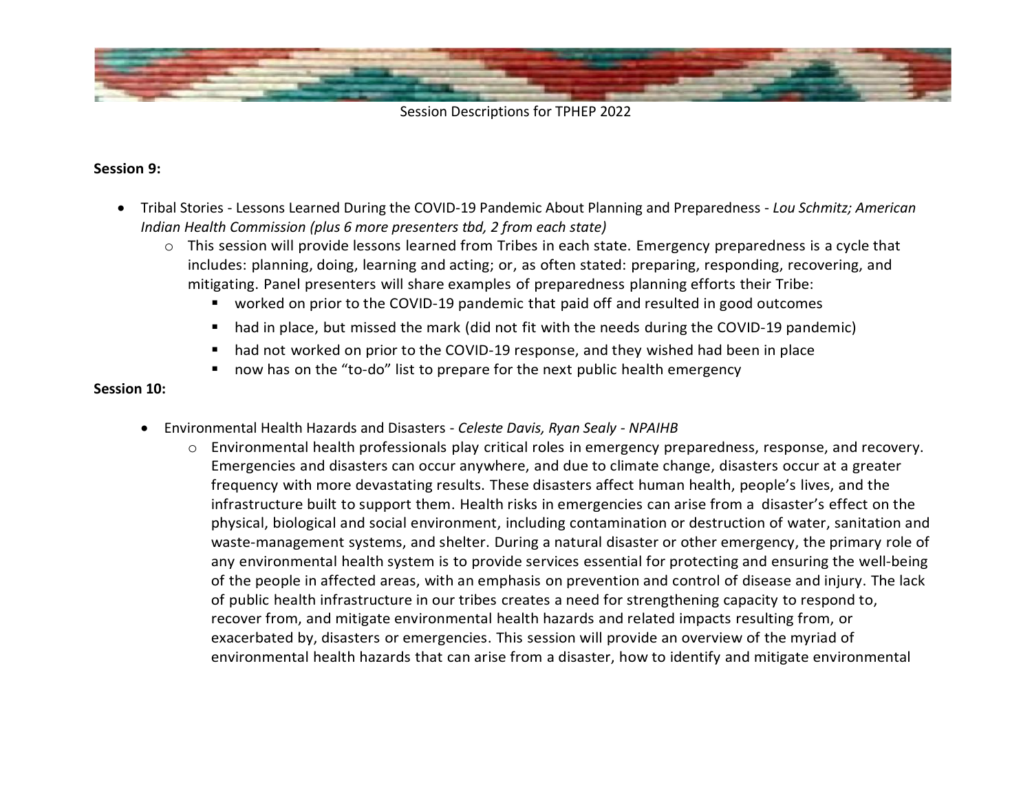Session Descriptions for TPHEP 2022

**Session 9:**

- Tribal Stories - Lessons Learned During the COVID-19 Pandemic About Planning and Preparedness - *Lou Schmitz; American Indian Health Commission (plus 6 more presenters tbd, 2 from each state)*
  - This session will provide lessons learned from Tribes in each state. Emergency preparedness is a cycle that includes: planning, doing, learning and acting; or, as often stated: preparing, responding, recovering, and mitigating. Panel presenters will share examples of preparedness planning efforts their Tribe:
    - worked on prior to the COVID-19 pandemic that paid off and resulted in good outcomes
    - had in place, but missed the mark (did not fit with the needs during the COVID-19 pandemic)
    - had not worked on prior to the COVID-19 response, and they wished had been in place
    - now has on the "to-do" list to prepare for the next public health emergency

**Session 10:**

- Environmental Health Hazards and Disasters - *Celeste Davis, Ryan Sealy - NPAIHB*
  - Environmental health professionals play critical roles in emergency preparedness, response, and recovery. Emergencies and disasters can occur anywhere, and due to climate change, disasters occur at a greater frequency with more devastating results. These disasters affect human health, people's lives, and the infrastructure built to support them. Health risks in emergencies can arise from a disaster's effect on the physical, biological and social environment, including contamination or destruction of water, sanitation and waste-management systems, and shelter. During a natural disaster or other emergency, the primary role of any environmental health system is to provide services essential for protecting and ensuring the well-being of the people in affected areas, with an emphasis on prevention and control of disease and injury. The lack of public health infrastructure in our tribes creates a need for strengthening capacity to respond to, recover from, and mitigate environmental health hazards and related impacts resulting from, or exacerbated by, disasters or emergencies. This session will provide an overview of the myriad of environmental health hazards that can arise from a disaster, how to identify and mitigate environmental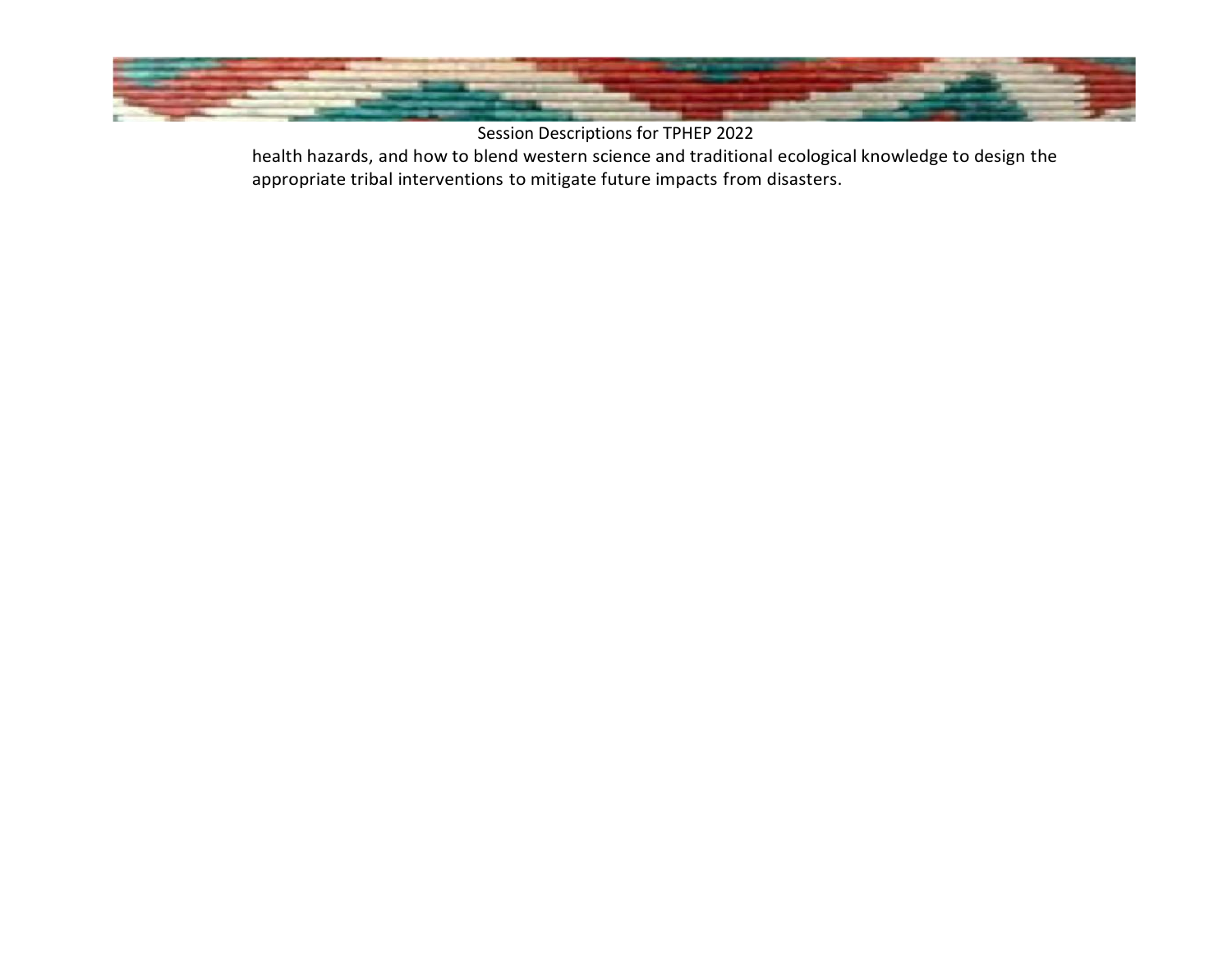health hazards, and how to blend western science and traditional ecological knowledge to design the appropriate tribal interventions to mitigate future impacts from disasters.